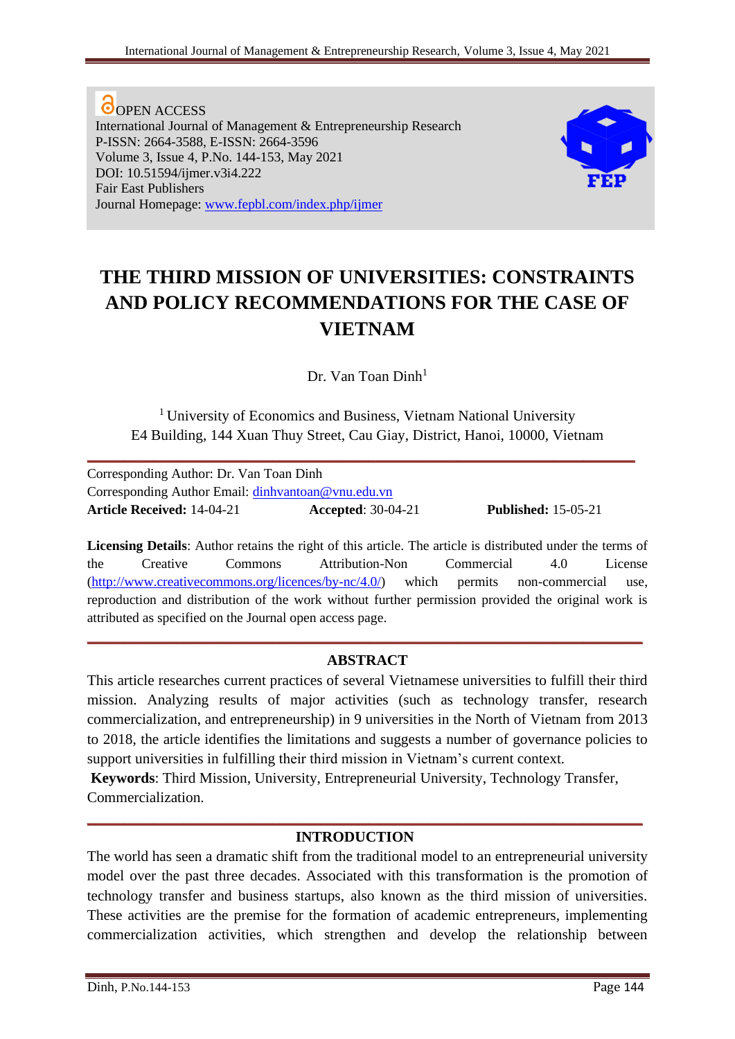OPEN ACCESS
International Journal of Management & Entrepreneurship Research
P-ISSN: 2664-3588, E-ISSN: 2664-3596
Volume 3, Issue 4, P.No. 144-153, May 2021
DOI: 10.51594/ijmer.v3i4.222
Fair East Publishers
Journal Homepage: [www.fepbl.com/index.php/ijmer](www.fepbl.com/index.php/ijmer)

# THE THIRD MISSION OF UNIVERSITIES: CONSTRAINTS AND POLICY RECOMMENDATIONS FOR THE CASE OF VIETNAM

Dr. Van Toan Dinh[1]

[1] University of Economics and Business, Vietnam National University
E4 Building, 144 Xuan Thuy Street, Cau Giay, District, Hanoi, 10000, Vietnam

---

Corresponding Author: Dr. Van Toan Dinh
Corresponding Author Email: [dinhvantoan@vnu.edu.vn](mailto:dinhvantoan@vnu.edu.vn)
**Article Received:** 14-04-21 **Accepted**: 30-04-21 **Published:** 15-05-21

**Licensing Details**: Author retains the right of this article. The article is distributed under the terms of the Creative Commons Attribution-Non Commercial 4.0 License ([http://www.creativecommons.org/licences/by-nc/4.0/](http://www.creativecommons.org/licences/by-nc/4.0/)) which permits non-commercial use, reproduction and distribution of the work without further permission provided the original work is attributed as specified on the Journal open access page.

---

## ABSTRACT

This article researches current practices of several Vietnamese universities to fulfill their third mission. Analyzing results of major activities (such as technology transfer, research commercialization, and entrepreneurship) in 9 universities in the North of Vietnam from 2013 to 2018, the article identifies the limitations and suggests a number of governance policies to support universities in fulfilling their third mission in Vietnam's current context.

**Keywords**: Third Mission, University, Entrepreneurial University, Technology Transfer, Commercialization.

---

## INTRODUCTION

The world has seen a dramatic shift from the traditional model to an entrepreneurial university model over the past three decades. Associated with this transformation is the promotion of technology transfer and business startups, also known as the third mission of universities. These activities are the premise for the formation of academic entrepreneurs, implementing commercialization activities, which strengthen and develop the relationship between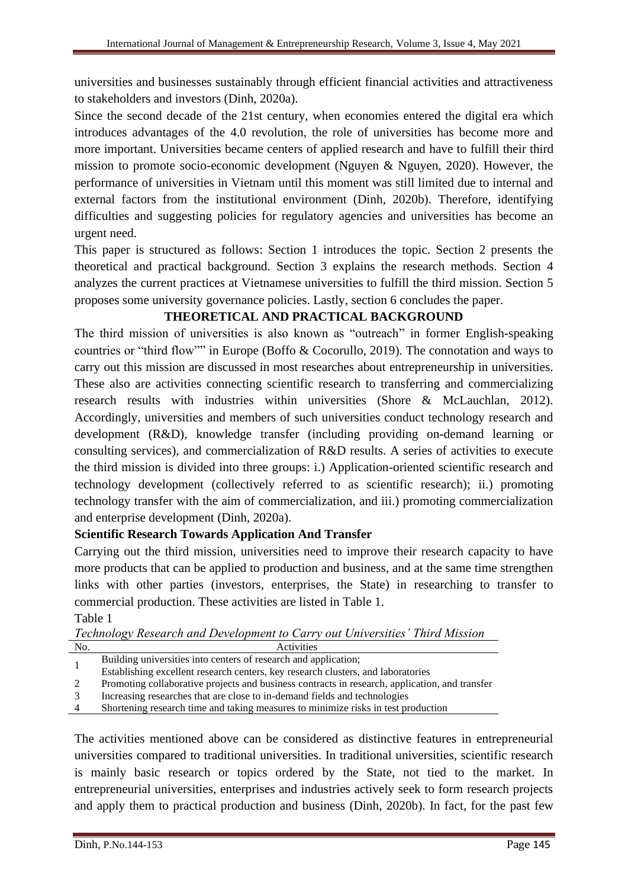universities and businesses sustainably through efficient financial activities and attractiveness to stakeholders and investors (Dinh, 2020a).

Since the second decade of the 21st century, when economies entered the digital era which introduces advantages of the 4.0 revolution, the role of universities has become more and more important. Universities became centers of applied research and have to fulfill their third mission to promote socio-economic development (Nguyen & Nguyen, 2020). However, the performance of universities in Vietnam until this moment was still limited due to internal and external factors from the institutional environment (Dinh, 2020b). Therefore, identifying difficulties and suggesting policies for regulatory agencies and universities has become an urgent need.

This paper is structured as follows: Section 1 introduces the topic. Section 2 presents the theoretical and practical background. Section 3 explains the research methods. Section 4 analyzes the current practices at Vietnamese universities to fulfill the third mission. Section 5 proposes some university governance policies. Lastly, section 6 concludes the paper.

## THEORETICAL AND PRACTICAL BACKGROUND

The third mission of universities is also known as "outreach" in former English-speaking countries or "third flow"" in Europe (Boffo & Cocorullo, 2019). The connotation and ways to carry out this mission are discussed in most researches about entrepreneurship in universities. These also are activities connecting scientific research to transferring and commercializing research results with industries within universities (Shore & McLauchlan, 2012). Accordingly, universities and members of such universities conduct technology research and development (R&D), knowledge transfer (including providing on-demand learning or consulting services), and commercialization of R&D results. A series of activities to execute the third mission is divided into three groups: i.) Application-oriented scientific research and technology development (collectively referred to as scientific research); ii.) promoting technology transfer with the aim of commercialization, and iii.) promoting commercialization and enterprise development (Dinh, 2020a).

### Scientific Research Towards Application And Transfer

Carrying out the third mission, universities need to improve their research capacity to have more products that can be applied to production and business, and at the same time strengthen links with other parties (investors, enterprises, the State) in researching to transfer to commercial production. These activities are listed in Table 1.

Table 1

*Technology Research and Development to Carry out Universities' Third Mission*

| No. | Activities |
|---|---|
| 1 | Building universities into centers of research and application;<br>Establishing excellent research centers, key research clusters, and laboratories |
| 2 | Promoting collaborative projects and business contracts in research, application, and transfer |
| 3 | Increasing researches that are close to in-demand fields and technologies |
| 4 | Shortening research time and taking measures to minimize risks in test production |

The activities mentioned above can be considered as distinctive features in entrepreneurial universities compared to traditional universities. In traditional universities, scientific research is mainly basic research or topics ordered by the State, not tied to the market. In entrepreneurial universities, enterprises and industries actively seek to form research projects and apply them to practical production and business (Dinh, 2020b). In fact, for the past few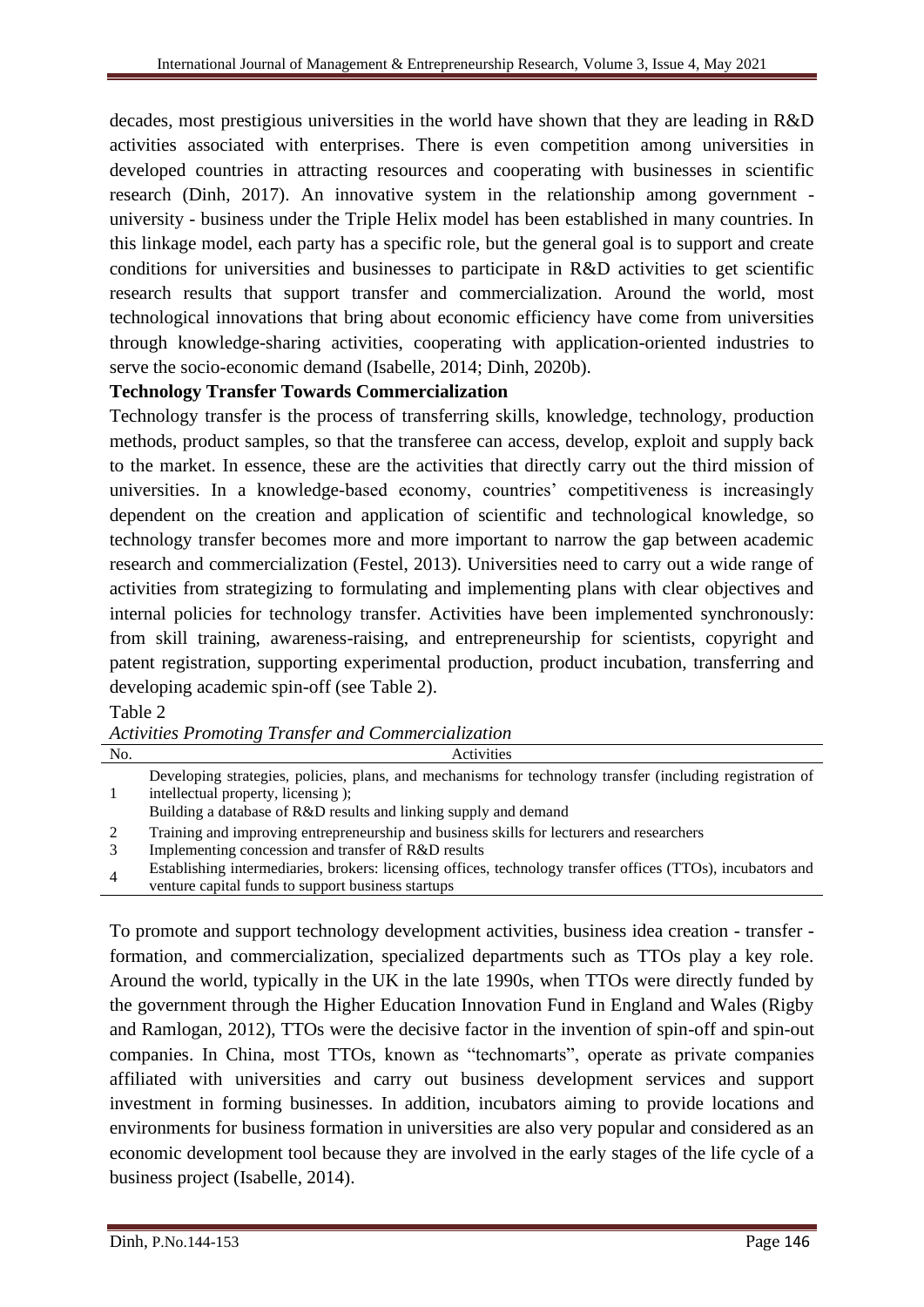decades, most prestigious universities in the world have shown that they are leading in R&D activities associated with enterprises. There is even competition among universities in developed countries in attracting resources and cooperating with businesses in scientific research (Dinh, 2017). An innovative system in the relationship among government - university - business under the Triple Helix model has been established in many countries. In this linkage model, each party has a specific role, but the general goal is to support and create conditions for universities and businesses to participate in R&D activities to get scientific research results that support transfer and commercialization. Around the world, most technological innovations that bring about economic efficiency have come from universities through knowledge-sharing activities, cooperating with application-oriented industries to serve the socio-economic demand (Isabelle, 2014; Dinh, 2020b).

**Technology Transfer Towards Commercialization**

Technology transfer is the process of transferring skills, knowledge, technology, production methods, product samples, so that the transferee can access, develop, exploit and supply back to the market. In essence, these are the activities that directly carry out the third mission of universities. In a knowledge-based economy, countries' competitiveness is increasingly dependent on the creation and application of scientific and technological knowledge, so technology transfer becomes more and more important to narrow the gap between academic research and commercialization (Festel, 2013). Universities need to carry out a wide range of activities from strategizing to formulating and implementing plans with clear objectives and internal policies for technology transfer. Activities have been implemented synchronously: from skill training, awareness-raising, and entrepreneurship for scientists, copyright and patent registration, supporting experimental production, product incubation, transferring and developing academic spin-off (see Table 2).

Table 2

*Activities Promoting Transfer and Commercialization*

| No. | Activities |
|---|---|
| 1 | Developing strategies, policies, plans, and mechanisms for technology transfer (including registration of intellectual property, licensing ); Building a database of R&D results and linking supply and demand |
| 2 | Training and improving entrepreneurship and business skills for lecturers and researchers |
| 3 | Implementing concession and transfer of R&D results |
| 4 | Establishing intermediaries, brokers: licensing offices, technology transfer offices (TTOs), incubators and venture capital funds to support business startups |

To promote and support technology development activities, business idea creation - transfer - formation, and commercialization, specialized departments such as TTOs play a key role. Around the world, typically in the UK in the late 1990s, when TTOs were directly funded by the government through the Higher Education Innovation Fund in England and Wales (Rigby and Ramlogan, 2012), TTOs were the decisive factor in the invention of spin-off and spin-out companies. In China, most TTOs, known as "technomarts", operate as private companies affiliated with universities and carry out business development services and support investment in forming businesses. In addition, incubators aiming to provide locations and environments for business formation in universities are also very popular and considered as an economic development tool because they are involved in the early stages of the life cycle of a business project (Isabelle, 2014).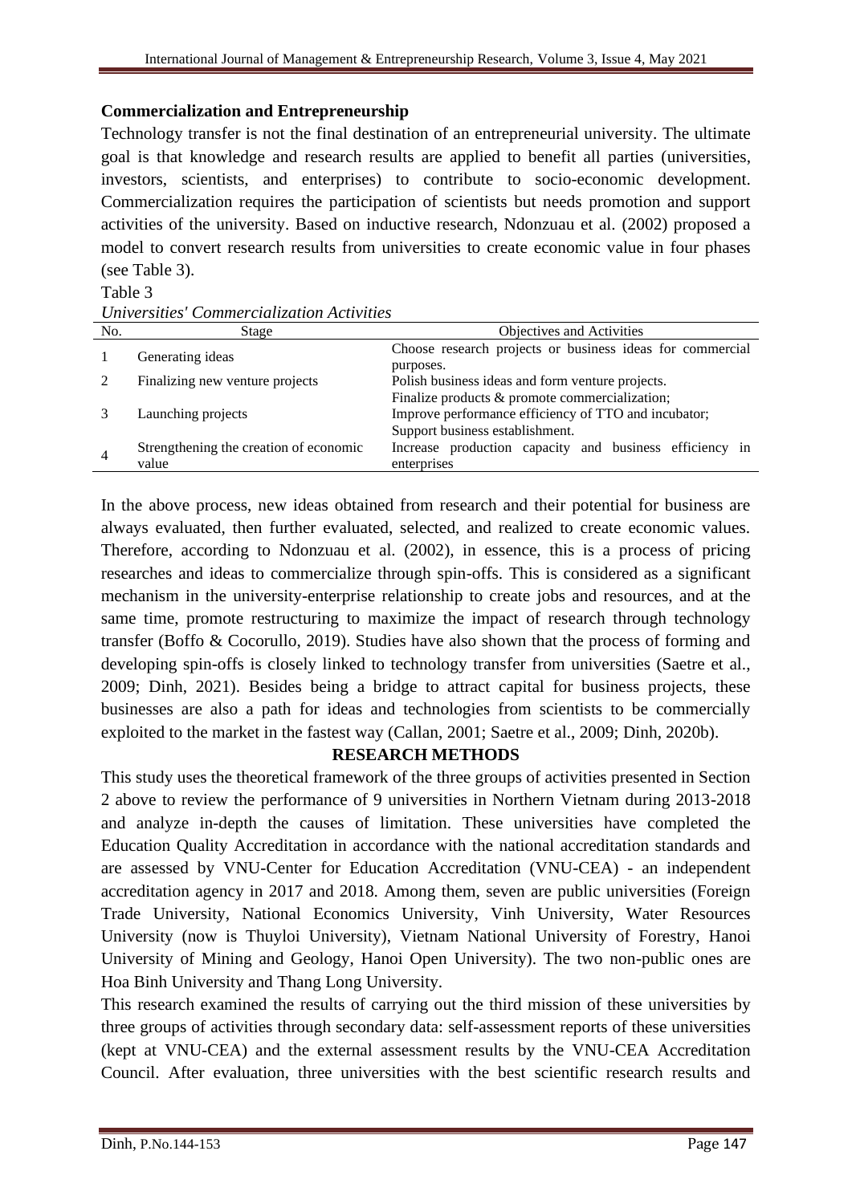**Commercialization and Entrepreneurship**

Technology transfer is not the final destination of an entrepreneurial university. The ultimate goal is that knowledge and research results are applied to benefit all parties (universities, investors, scientists, and enterprises) to contribute to socio-economic development. Commercialization requires the participation of scientists but needs promotion and support activities of the university. Based on inductive research, Ndonzuau et al. (2002) proposed a model to convert research results from universities to create economic value in four phases (see Table 3).

Table 3

*Universities' Commercialization Activities*

| No. | Stage | Objectives and Activities |
|---|---|---|
| 1 | Generating ideas | Choose research projects or business ideas for commercial purposes. |
| 2 | Finalizing new venture projects | Polish business ideas and form venture projects. |
| 3 | Launching projects | Finalize products & promote commercialization; Improve performance efficiency of TTO and incubator; Support business establishment. |
| 4 | Strengthening the creation of economic value | Increase production capacity and business efficiency in enterprises |

In the above process, new ideas obtained from research and their potential for business are always evaluated, then further evaluated, selected, and realized to create economic values. Therefore, according to Ndonzuau et al. (2002), in essence, this is a process of pricing researches and ideas to commercialize through spin-offs. This is considered as a significant mechanism in the university-enterprise relationship to create jobs and resources, and at the same time, promote restructuring to maximize the impact of research through technology transfer (Boffo & Cocorullo, 2019). Studies have also shown that the process of forming and developing spin-offs is closely linked to technology transfer from universities (Saetre et al., 2009; Dinh, 2021). Besides being a bridge to attract capital for business projects, these businesses are also a path for ideas and technologies from scientists to be commercially exploited to the market in the fastest way (Callan, 2001; Saetre et al., 2009; Dinh, 2020b).

## RESEARCH METHODS

This study uses the theoretical framework of the three groups of activities presented in Section 2 above to review the performance of 9 universities in Northern Vietnam during 2013-2018 and analyze in-depth the causes of limitation. These universities have completed the Education Quality Accreditation in accordance with the national accreditation standards and are assessed by VNU-Center for Education Accreditation (VNU-CEA) - an independent accreditation agency in 2017 and 2018. Among them, seven are public universities (Foreign Trade University, National Economics University, Vinh University, Water Resources University (now is Thuyloi University), Vietnam National University of Forestry, Hanoi University of Mining and Geology, Hanoi Open University). The two non-public ones are Hoa Binh University and Thang Long University.

This research examined the results of carrying out the third mission of these universities by three groups of activities through secondary data: self-assessment reports of these universities (kept at VNU-CEA) and the external assessment results by the VNU-CEA Accreditation Council. After evaluation, three universities with the best scientific research results and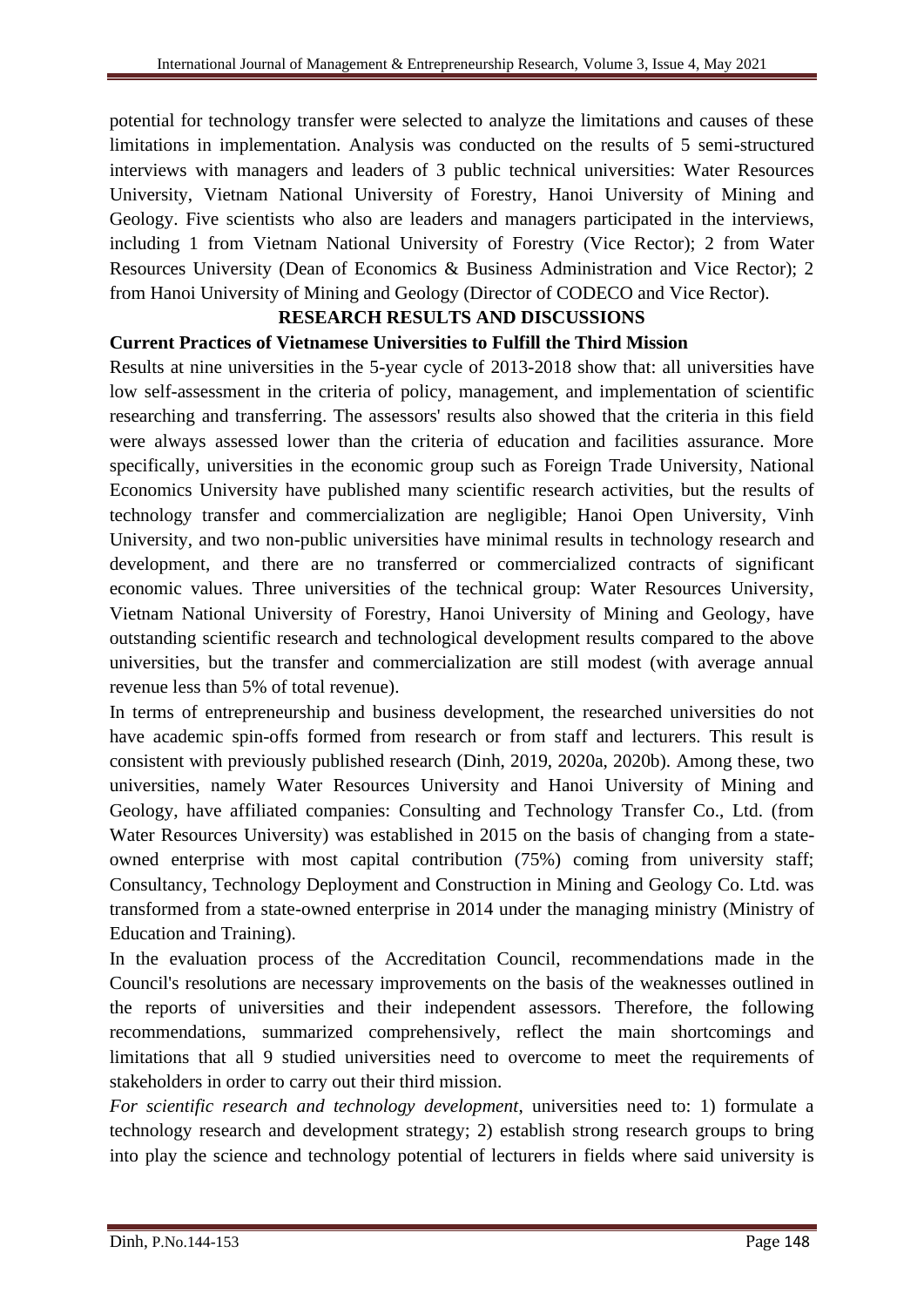potential for technology transfer were selected to analyze the limitations and causes of these limitations in implementation. Analysis was conducted on the results of 5 semi-structured interviews with managers and leaders of 3 public technical universities: Water Resources University, Vietnam National University of Forestry, Hanoi University of Mining and Geology. Five scientists who also are leaders and managers participated in the interviews, including 1 from Vietnam National University of Forestry (Vice Rector); 2 from Water Resources University (Dean of Economics & Business Administration and Vice Rector); 2 from Hanoi University of Mining and Geology (Director of CODECO and Vice Rector).

## RESEARCH RESULTS AND DISCUSSIONS

### Current Practices of Vietnamese Universities to Fulfill the Third Mission

Results at nine universities in the 5-year cycle of 2013-2018 show that: all universities have low self-assessment in the criteria of policy, management, and implementation of scientific researching and transferring. The assessors' results also showed that the criteria in this field were always assessed lower than the criteria of education and facilities assurance. More specifically, universities in the economic group such as Foreign Trade University, National Economics University have published many scientific research activities, but the results of technology transfer and commercialization are negligible; Hanoi Open University, Vinh University, and two non-public universities have minimal results in technology research and development, and there are no transferred or commercialized contracts of significant economic values. Three universities of the technical group: Water Resources University, Vietnam National University of Forestry, Hanoi University of Mining and Geology, have outstanding scientific research and technological development results compared to the above universities, but the transfer and commercialization are still modest (with average annual revenue less than 5% of total revenue).

In terms of entrepreneurship and business development, the researched universities do not have academic spin-offs formed from research or from staff and lecturers. This result is consistent with previously published research (Dinh, 2019, 2020a, 2020b). Among these, two universities, namely Water Resources University and Hanoi University of Mining and Geology, have affiliated companies: Consulting and Technology Transfer Co., Ltd. (from Water Resources University) was established in 2015 on the basis of changing from a state-owned enterprise with most capital contribution (75%) coming from university staff; Consultancy, Technology Deployment and Construction in Mining and Geology Co. Ltd. was transformed from a state-owned enterprise in 2014 under the managing ministry (Ministry of Education and Training).

In the evaluation process of the Accreditation Council, recommendations made in the Council's resolutions are necessary improvements on the basis of the weaknesses outlined in the reports of universities and their independent assessors. Therefore, the following recommendations, summarized comprehensively, reflect the main shortcomings and limitations that all 9 studied universities need to overcome to meet the requirements of stakeholders in order to carry out their third mission.

*For scientific research and technology development*, universities need to: 1) formulate a technology research and development strategy; 2) establish strong research groups to bring into play the science and technology potential of lecturers in fields where said university is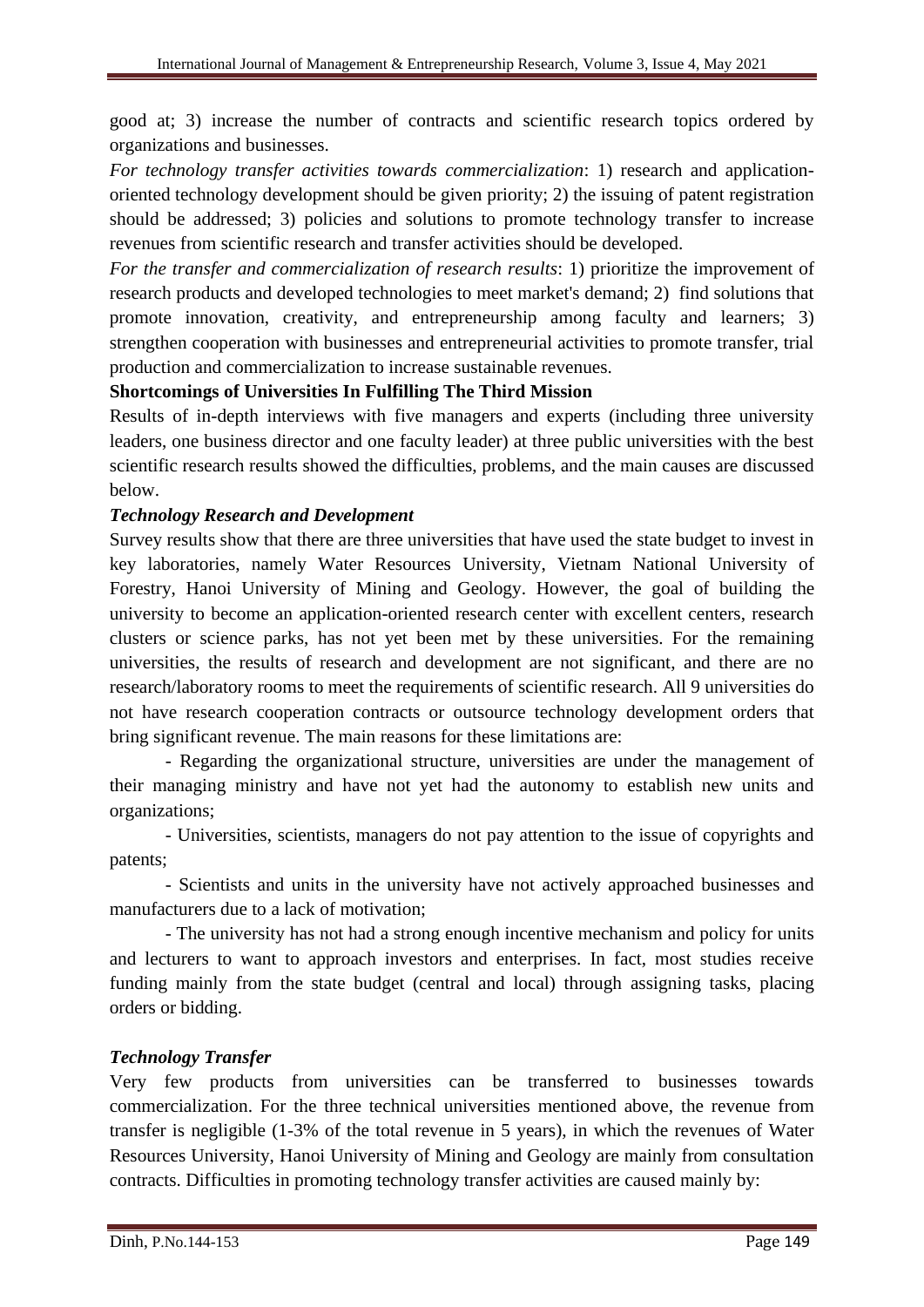good at; 3) increase the number of contracts and scientific research topics ordered by organizations and businesses.

*For technology transfer activities towards commercialization*: 1) research and application-oriented technology development should be given priority; 2) the issuing of patent registration should be addressed; 3) policies and solutions to promote technology transfer to increase revenues from scientific research and transfer activities should be developed.

*For the transfer and commercialization of research results*: 1) prioritize the improvement of research products and developed technologies to meet market's demand; 2) find solutions that promote innovation, creativity, and entrepreneurship among faculty and learners; 3) strengthen cooperation with businesses and entrepreneurial activities to promote transfer, trial production and commercialization to increase sustainable revenues.

**Shortcomings of Universities In Fulfilling The Third Mission**

Results of in-depth interviews with five managers and experts (including three university leaders, one business director and one faculty leader) at three public universities with the best scientific research results showed the difficulties, problems, and the main causes are discussed below.

***Technology Research and Development***

Survey results show that there are three universities that have used the state budget to invest in key laboratories, namely Water Resources University, Vietnam National University of Forestry, Hanoi University of Mining and Geology. However, the goal of building the university to become an application-oriented research center with excellent centers, research clusters or science parks, has not yet been met by these universities. For the remaining universities, the results of research and development are not significant, and there are no research/laboratory rooms to meet the requirements of scientific research. All 9 universities do not have research cooperation contracts or outsource technology development orders that bring significant revenue. The main reasons for these limitations are:

- Regarding the organizational structure, universities are under the management of their managing ministry and have not yet had the autonomy to establish new units and organizations;
- Universities, scientists, managers do not pay attention to the issue of copyrights and patents;
- Scientists and units in the university have not actively approached businesses and manufacturers due to a lack of motivation;
- The university has not had a strong enough incentive mechanism and policy for units and lecturers to want to approach investors and enterprises. In fact, most studies receive funding mainly from the state budget (central and local) through assigning tasks, placing orders or bidding.

***Technology Transfer***

Very few products from universities can be transferred to businesses towards commercialization. For the three technical universities mentioned above, the revenue from transfer is negligible (1-3% of the total revenue in 5 years), in which the revenues of Water Resources University, Hanoi University of Mining and Geology are mainly from consultation contracts. Difficulties in promoting technology transfer activities are caused mainly by: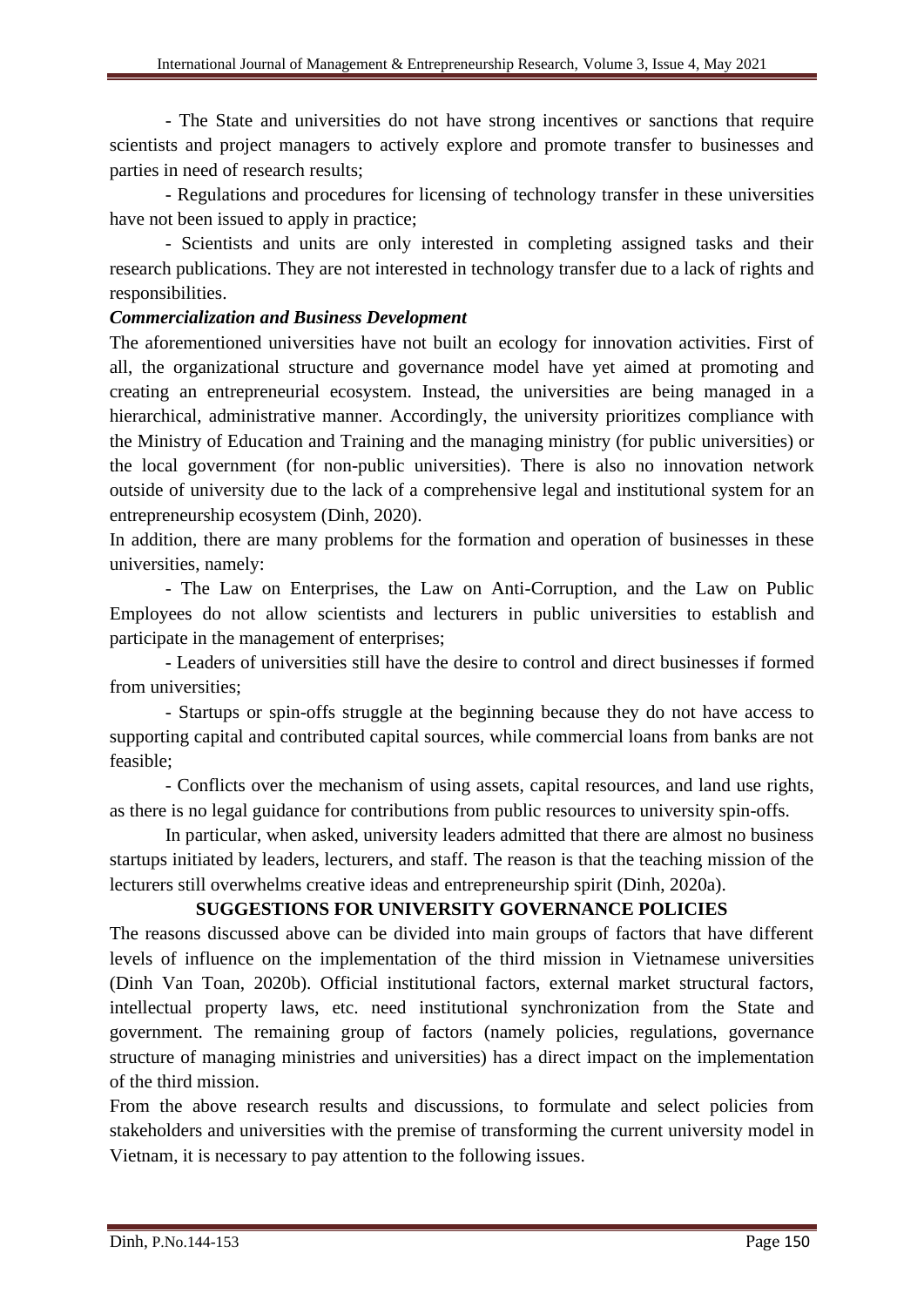- The State and universities do not have strong incentives or sanctions that require scientists and project managers to actively explore and promote transfer to businesses and parties in need of research results;

- Regulations and procedures for licensing of technology transfer in these universities have not been issued to apply in practice;

- Scientists and units are only interested in completing assigned tasks and their research publications. They are not interested in technology transfer due to a lack of rights and responsibilities.

***Commercialization and Business Development***

The aforementioned universities have not built an ecology for innovation activities. First of all, the organizational structure and governance model have yet aimed at promoting and creating an entrepreneurial ecosystem. Instead, the universities are being managed in a hierarchical, administrative manner. Accordingly, the university prioritizes compliance with the Ministry of Education and Training and the managing ministry (for public universities) or the local government (for non-public universities). There is also no innovation network outside of university due to the lack of a comprehensive legal and institutional system for an entrepreneurship ecosystem (Dinh, 2020).

In addition, there are many problems for the formation and operation of businesses in these universities, namely:

- The Law on Enterprises, the Law on Anti-Corruption, and the Law on Public Employees do not allow scientists and lecturers in public universities to establish and participate in the management of enterprises;

- Leaders of universities still have the desire to control and direct businesses if formed from universities;

- Startups or spin-offs struggle at the beginning because they do not have access to supporting capital and contributed capital sources, while commercial loans from banks are not feasible;

- Conflicts over the mechanism of using assets, capital resources, and land use rights, as there is no legal guidance for contributions from public resources to university spin-offs.

In particular, when asked, university leaders admitted that there are almost no business startups initiated by leaders, lecturers, and staff. The reason is that the teaching mission of the lecturers still overwhelms creative ideas and entrepreneurship spirit (Dinh, 2020a).

## SUGGESTIONS FOR UNIVERSITY GOVERNANCE POLICIES

The reasons discussed above can be divided into main groups of factors that have different levels of influence on the implementation of the third mission in Vietnamese universities (Dinh Van Toan, 2020b). Official institutional factors, external market structural factors, intellectual property laws, etc. need institutional synchronization from the State and government. The remaining group of factors (namely policies, regulations, governance structure of managing ministries and universities) has a direct impact on the implementation of the third mission.

From the above research results and discussions, to formulate and select policies from stakeholders and universities with the premise of transforming the current university model in Vietnam, it is necessary to pay attention to the following issues.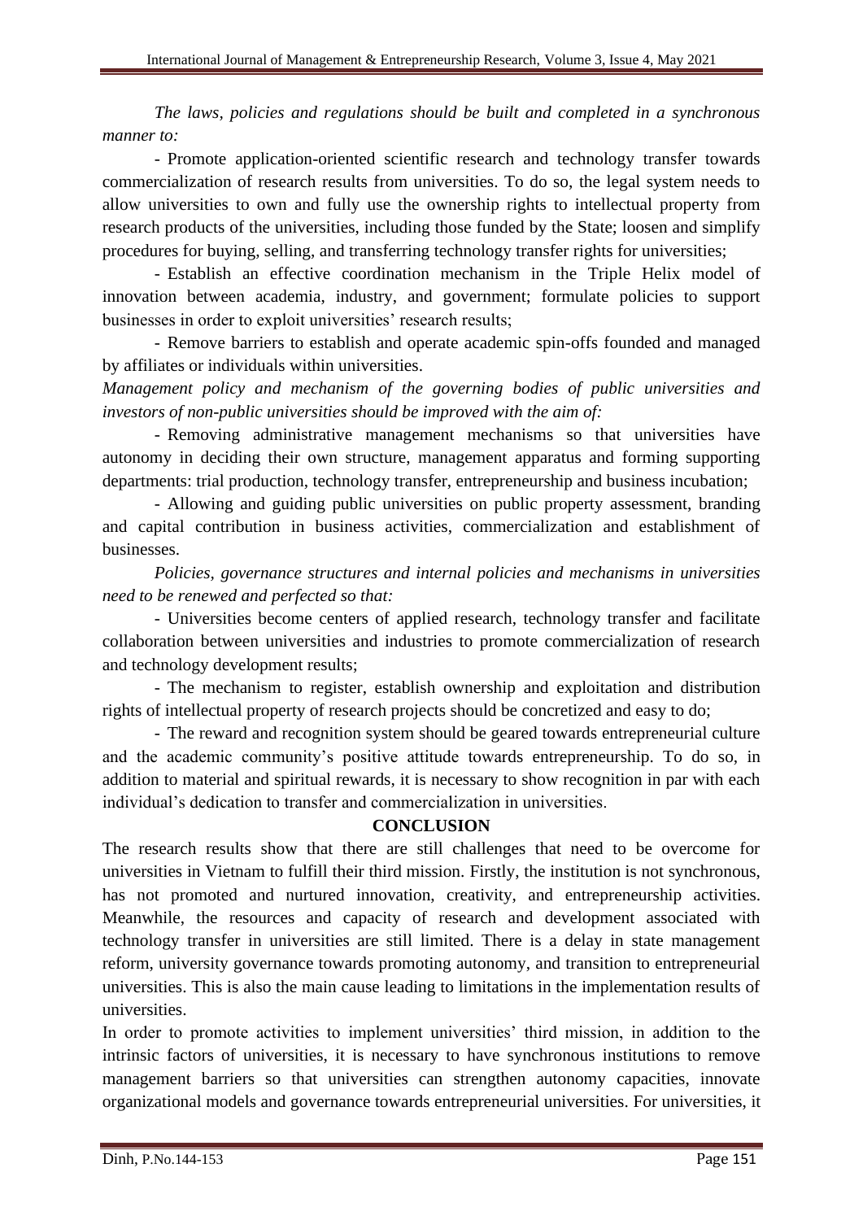*The laws, policies and regulations should be built and completed in a synchronous manner to:*

- Promote application-oriented scientific research and technology transfer towards commercialization of research results from universities. To do so, the legal system needs to allow universities to own and fully use the ownership rights to intellectual property from research products of the universities, including those funded by the State; loosen and simplify procedures for buying, selling, and transferring technology transfer rights for universities;
- Establish an effective coordination mechanism in the Triple Helix model of innovation between academia, industry, and government; formulate policies to support businesses in order to exploit universities' research results;
- Remove barriers to establish and operate academic spin-offs founded and managed by affiliates or individuals within universities.

*Management policy and mechanism of the governing bodies of public universities and investors of non-public universities should be improved with the aim of:*

- Removing administrative management mechanisms so that universities have autonomy in deciding their own structure, management apparatus and forming supporting departments: trial production, technology transfer, entrepreneurship and business incubation;
- Allowing and guiding public universities on public property assessment, branding and capital contribution in business activities, commercialization and establishment of businesses.

*Policies, governance structures and internal policies and mechanisms in universities need to be renewed and perfected so that:*

- Universities become centers of applied research, technology transfer and facilitate collaboration between universities and industries to promote commercialization of research and technology development results;
- The mechanism to register, establish ownership and exploitation and distribution rights of intellectual property of research projects should be concretized and easy to do;
- The reward and recognition system should be geared towards entrepreneurial culture and the academic community's positive attitude towards entrepreneurship. To do so, in addition to material and spiritual rewards, it is necessary to show recognition in par with each individual's dedication to transfer and commercialization in universities.

## CONCLUSION

The research results show that there are still challenges that need to be overcome for universities in Vietnam to fulfill their third mission. Firstly, the institution is not synchronous, has not promoted and nurtured innovation, creativity, and entrepreneurship activities. Meanwhile, the resources and capacity of research and development associated with technology transfer in universities are still limited. There is a delay in state management reform, university governance towards promoting autonomy, and transition to entrepreneurial universities. This is also the main cause leading to limitations in the implementation results of universities.

In order to promote activities to implement universities' third mission, in addition to the intrinsic factors of universities, it is necessary to have synchronous institutions to remove management barriers so that universities can strengthen autonomy capacities, innovate organizational models and governance towards entrepreneurial universities. For universities, it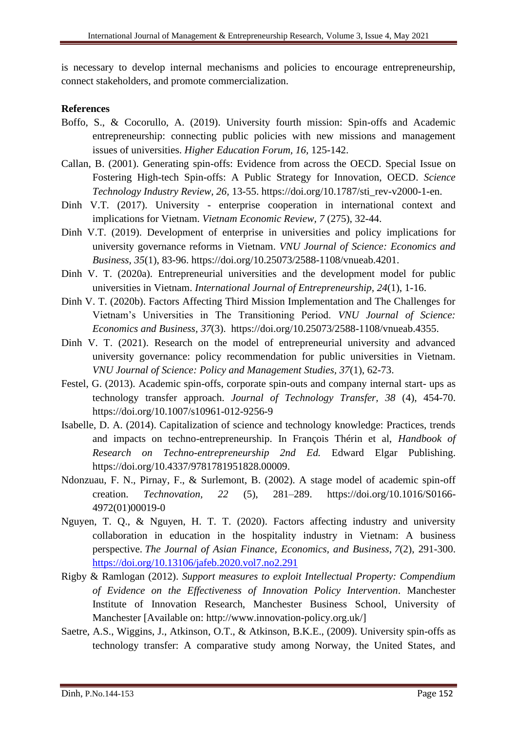is necessary to develop internal mechanisms and policies to encourage entrepreneurship, connect stakeholders, and promote commercialization.

**References**

Boffo, S., & Cocorullo, A. (2019). University fourth mission: Spin-offs and Academic entrepreneurship: connecting public policies with new missions and management issues of universities. *Higher Education Forum, 16,* 125-142.

Callan, B. (2001). Generating spin-offs: Evidence from across the OECD. Special Issue on Fostering High-tech Spin-offs: A Public Strategy for Innovation, OECD. *Science Technology Industry Review, 26,* 13-55. https://doi.org/10.1787/sti_rev-v2000-1-en.

Dinh V.T. (2017). University - enterprise cooperation in international context and implications for Vietnam. *Vietnam Economic Review, 7* (275), 32-44.

Dinh V.T. (2019). Development of enterprise in universities and policy implications for university governance reforms in Vietnam. *VNU Journal of Science: Economics and Business, 35*(1), 83-96. https://doi.org/10.25073/2588-1108/vnueab.4201.

Dinh V. T. (2020a). Entrepreneurial universities and the development model for public universities in Vietnam. *International Journal of Entrepreneurship, 24*(1), 1-16.

Dinh V. T. (2020b). Factors Affecting Third Mission Implementation and The Challenges for Vietnam's Universities in The Transitioning Period. *VNU Journal of Science: Economics and Business, 37*(3). https://doi.org/10.25073/2588-1108/vnueab.4355.

Dinh V. T. (2021). Research on the model of entrepreneurial university and advanced university governance: policy recommendation for public universities in Vietnam. *VNU Journal of Science: Policy and Management Studies, 37*(1), 62-73.

Festel, G. (2013). Academic spin-offs, corporate spin-outs and company internal start- ups as technology transfer approach. *Journal of Technology Transfer, 38* (4), 454-70. https://doi.org/10.1007/s10961-012-9256-9

Isabelle, D. A. (2014). Capitalization of science and technology knowledge: Practices, trends and impacts on techno-entrepreneurship. In François Thérin et al, *Handbook of Research on Techno-entrepreneurship 2nd Ed.* Edward Elgar Publishing. https://doi.org/10.4337/9781781951828.00009.

Ndonzuau, F. N., Pirnay, F., & Surlemont, B. (2002). A stage model of academic spin-off creation. *Technovation, 22* (5), 281–289. https://doi.org/10.1016/S0166-4972(01)00019-0

Nguyen, T. Q., & Nguyen, H. T. T. (2020). Factors affecting industry and university collaboration in education in the hospitality industry in Vietnam: A business perspective. *The Journal of Asian Finance, Economics, and Business, 7*(2), 291-300. https://doi.org/10.13106/jafeb.2020.vol7.no2.291

Rigby & Ramlogan (2012). *Support measures to exploit Intellectual Property: Compendium of Evidence on the Effectiveness of Innovation Policy Intervention*. Manchester Institute of Innovation Research, Manchester Business School, University of Manchester [Available on: http://www.innovation-policy.org.uk/]

Saetre, A.S., Wiggins, J., Atkinson, O.T., & Atkinson, B.K.E., (2009). University spin-offs as technology transfer: A comparative study among Norway, the United States, and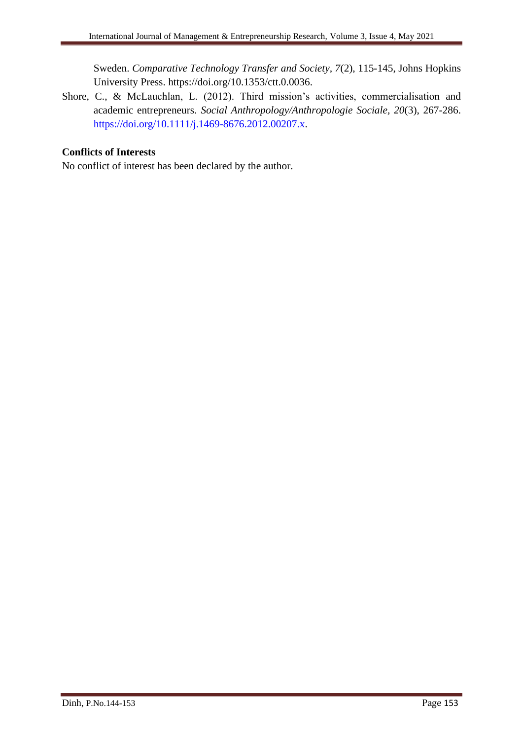Sweden. *Comparative Technology Transfer and Society*, *7*(2), 115-145, Johns Hopkins University Press. https://doi.org/10.1353/ctt.0.0036.

Shore, C., & McLauchlan, L. (2012). Third mission's activities, commercialisation and academic entrepreneurs. *Social Anthropology/Anthropologie Sociale*, *20*(3), 267-286. https://doi.org/10.1111/j.1469-8676.2012.00207.x.

**Conflicts of Interests**

No conflict of interest has been declared by the author.